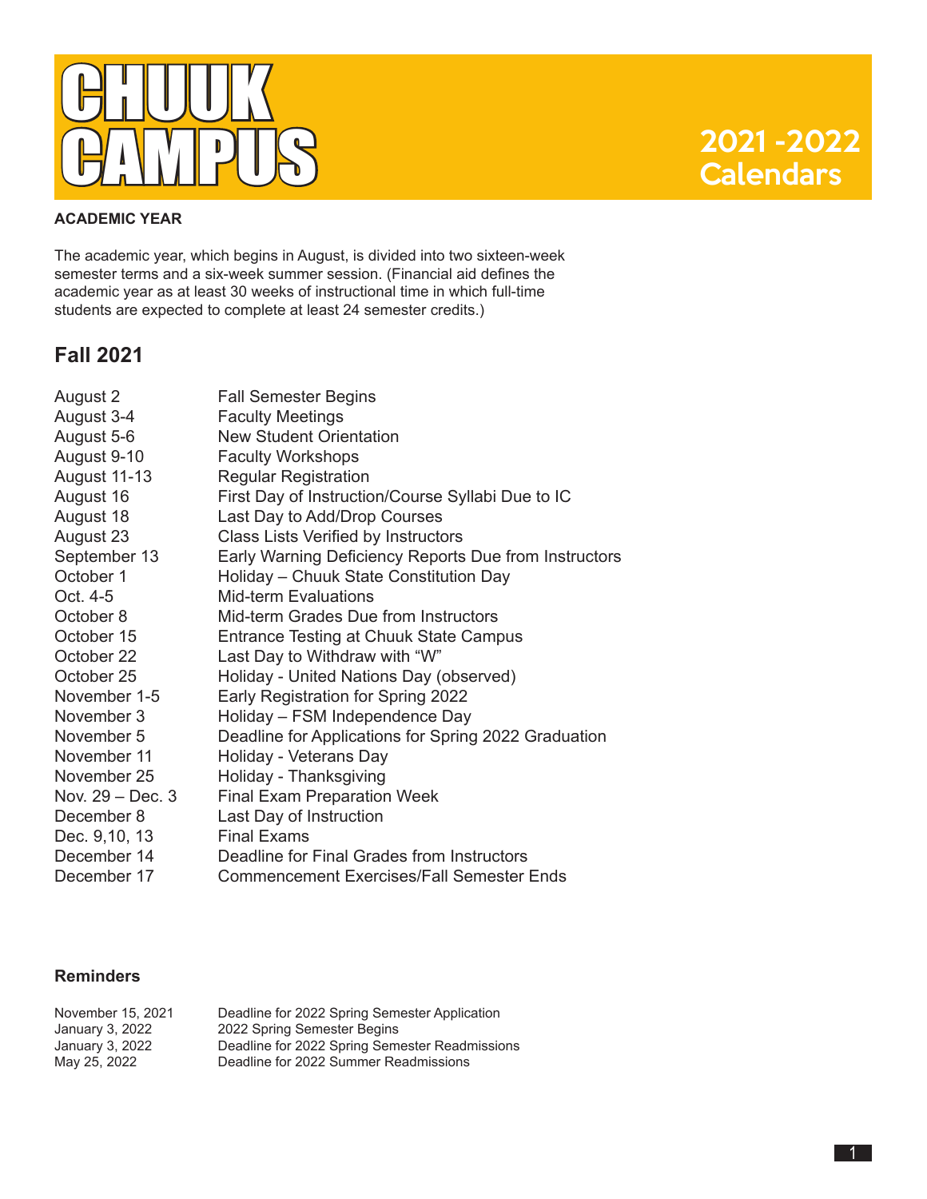# CHUUK CAMPUS

## 2021 -2022 Calendars

**ACADEMIC YEAR**

The academic year, which begins in August, is divided into two sixteen-week semester terms and a six-week summer session. (Financial aid defines the academic year as at least 30 weeks of instructional time in which full-time students are expected to complete at least 24 semester credits.)

## Fall 2021

| | |
|---|---|
| August 2 | Fall Semester Begins |
| August 3-4 | Faculty Meetings |
| August 5-6 | New Student Orientation |
| August 9-10 | Faculty Workshops |
| August 11-13 | Regular Registration |
| August 16 | First Day of Instruction/Course Syllabi Due to IC |
| August 18 | Last Day to Add/Drop Courses |
| August 23 | Class Lists Verified by Instructors |
| September 13 | Early Warning Deficiency Reports Due from Instructors |
| October 1 | Holiday – Chuuk State Constitution Day |
| Oct. 4-5 | Mid-term Evaluations |
| October 8 | Mid-term Grades Due from Instructors |
| October 15 | Entrance Testing at Chuuk State Campus |
| October 22 | Last Day to Withdraw with "W" |
| October 25 | Holiday - United Nations Day (observed) |
| November 1-5 | Early Registration for Spring 2022 |
| November 3 | Holiday – FSM Independence Day |
| November 5 | Deadline for Applications for Spring 2022 Graduation |
| November 11 | Holiday - Veterans Day |
| November 25 | Holiday - Thanksgiving |
| Nov. 29 – Dec. 3 | Final Exam Preparation Week |
| December 8 | Last Day of Instruction |
| Dec. 9,10, 13 | Final Exams |
| December 14 | Deadline for Final Grades from Instructors |
| December 17 | Commencement Exercises/Fall Semester Ends |

### Reminders

| | |
|---|---|
| November 15, 2021 | Deadline for 2022 Spring Semester Application |
| January 3, 2022 | 2022 Spring Semester Begins |
| January 3, 2022 | Deadline for 2022 Spring Semester Readmissions |
| May 25, 2022 | Deadline for 2022 Summer Readmissions |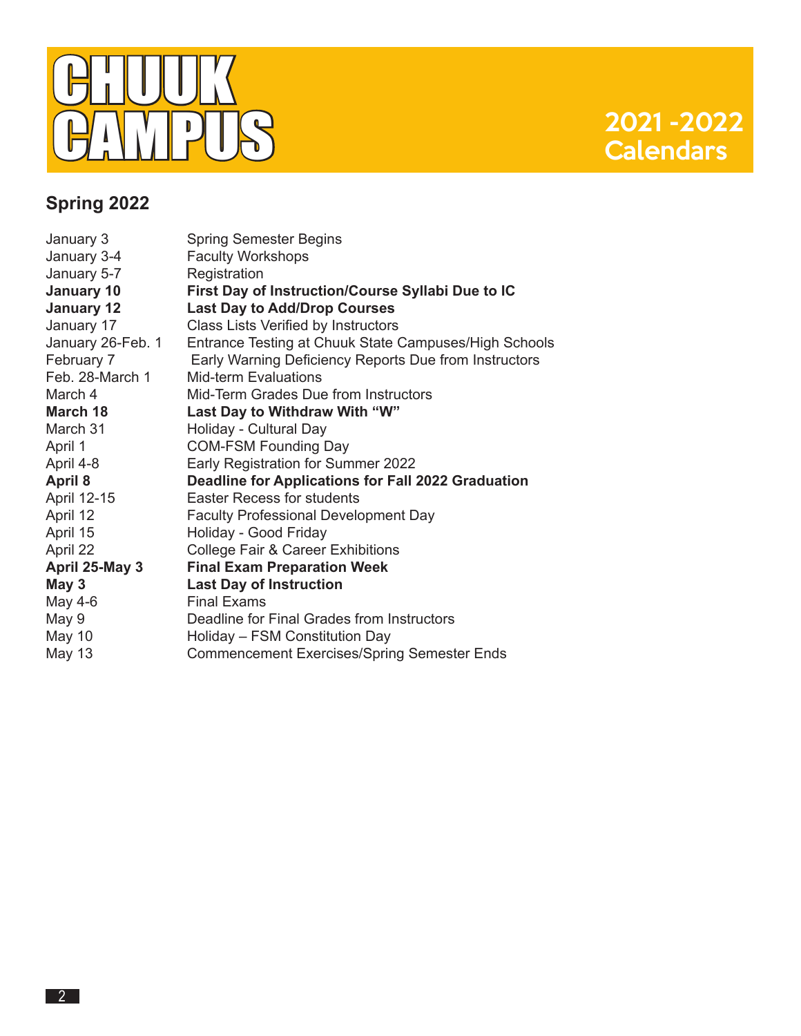# CHUUK CAMPUS

2021 -2022 Calendars

## Spring 2022

| | |
|---|---|
| January 3 | Spring Semester Begins |
| January 3-4 | Faculty Workshops |
| January 5-7 | Registration |
| **January 10** | **First Day of Instruction/Course Syllabi Due to IC** |
| **January 12** | **Last Day to Add/Drop Courses** |
| January 17 | Class Lists Verified by Instructors |
| January 26-Feb. 1 | Entrance Testing at Chuuk State Campuses/High Schools |
| February 7 | Early Warning Deficiency Reports Due from Instructors |
| Feb. 28-March 1 | Mid-term Evaluations |
| March 4 | Mid-Term Grades Due from Instructors |
| **March 18** | **Last Day to Withdraw With "W"** |
| March 31 | Holiday - Cultural Day |
| April 1 | COM-FSM Founding Day |
| April 4-8 | Early Registration for Summer 2022 |
| **April 8** | **Deadline for Applications for Fall 2022 Graduation** |
| April 12-15 | Easter Recess for students |
| April 12 | Faculty Professional Development Day |
| April 15 | Holiday - Good Friday |
| April 22 | College Fair & Career Exhibitions |
| **April 25-May 3** | **Final Exam Preparation Week** |
| **May 3** | **Last Day of Instruction** |
| May 4-6 | Final Exams |
| May 9 | Deadline for Final Grades from Instructors |
| May 10 | Holiday – FSM Constitution Day |
| May 13 | Commencement Exercises/Spring Semester Ends |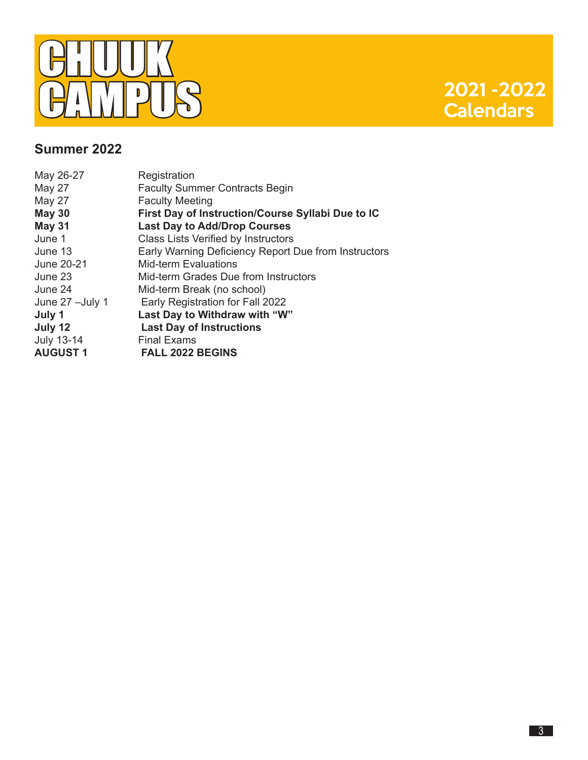# CHUUK CAMPUS

## 2021 -2022 Calendars

### Summer 2022

| | |
|---|---|
| May 26-27 | Registration |
| May 27 | Faculty Summer Contracts Begin |
| May 27 | Faculty Meeting |
| **May 30** | **First Day of Instruction/Course Syllabi Due to IC** |
| **May 31** | **Last Day to Add/Drop Courses** |
| June 1 | Class Lists Verified by Instructors |
| June 13 | Early Warning Deficiency Report Due from Instructors |
| June 20-21 | Mid-term Evaluations |
| June 23 | Mid-term Grades Due from Instructors |
| June 24 | Mid-term Break (no school) |
| June 27 –July 1 | Early Registration for Fall 2022 |
| **July 1** | **Last Day to Withdraw with "W"** |
| **July 12** | **Last Day of Instructions** |
| July 13-14 | Final Exams |
| **AUGUST 1** | **FALL 2022 BEGINS** |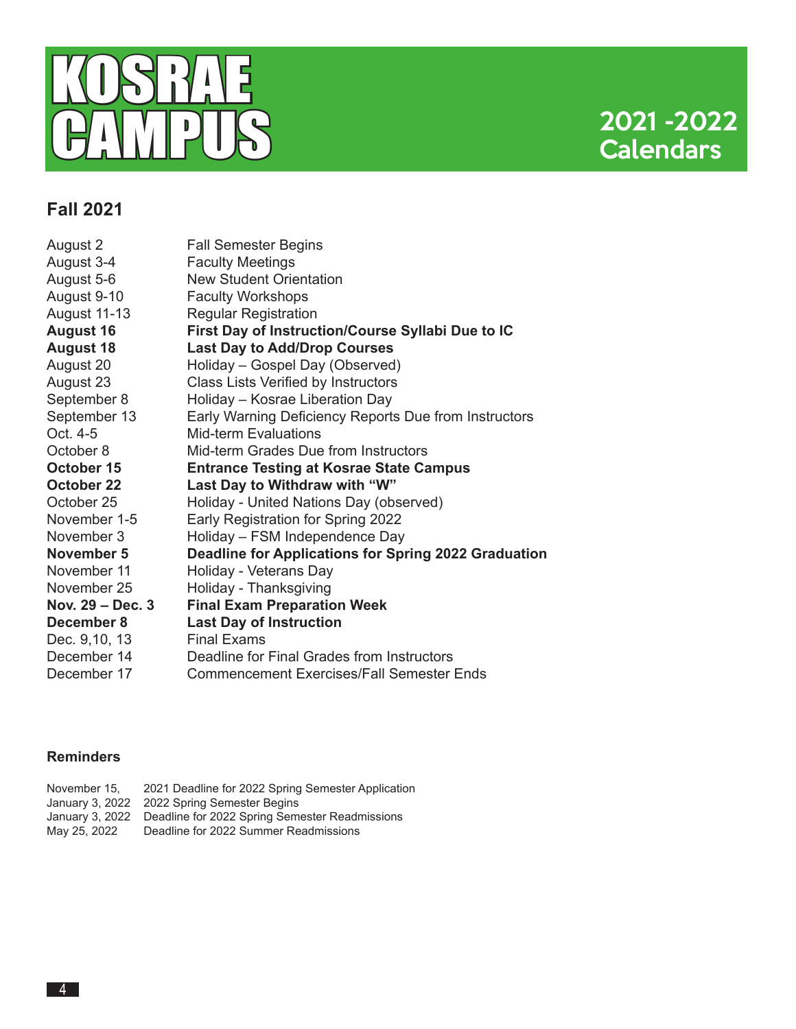# KOSRAE CAMPUS

## 2021 -2022 Calendars

### Fall 2021

| | |
|---|---|
| August 2 | Fall Semester Begins |
| August 3-4 | Faculty Meetings |
| August 5-6 | New Student Orientation |
| August 9-10 | Faculty Workshops |
| August 11-13 | Regular Registration |
| **August 16** | **First Day of Instruction/Course Syllabi Due to IC** |
| **August 18** | **Last Day to Add/Drop Courses** |
| August 20 | Holiday – Gospel Day (Observed) |
| August 23 | Class Lists Verified by Instructors |
| September 8 | Holiday – Kosrae Liberation Day |
| September 13 | Early Warning Deficiency Reports Due from Instructors |
| Oct. 4-5 | Mid-term Evaluations |
| October 8 | Mid-term Grades Due from Instructors |
| **October 15** | **Entrance Testing at Kosrae State Campus** |
| **October 22** | **Last Day to Withdraw with "W"** |
| October 25 | Holiday - United Nations Day (observed) |
| November 1-5 | Early Registration for Spring 2022 |
| November 3 | Holiday – FSM Independence Day |
| **November 5** | **Deadline for Applications for Spring 2022 Graduation** |
| November 11 | Holiday - Veterans Day |
| November 25 | Holiday - Thanksgiving |
| **Nov. 29 – Dec. 3** | **Final Exam Preparation Week** |
| **December 8** | **Last Day of Instruction** |
| Dec. 9,10, 13 | Final Exams |
| December 14 | Deadline for Final Grades from Instructors |
| December 17 | Commencement Exercises/Fall Semester Ends |

### Reminders

| | |
|---|---|
| November 15, | 2021 Deadline for 2022 Spring Semester Application |
| January 3, 2022 | 2022 Spring Semester Begins |
| January 3, 2022 | Deadline for 2022 Spring Semester Readmissions |
| May 25, 2022 | Deadline for 2022 Summer Readmissions |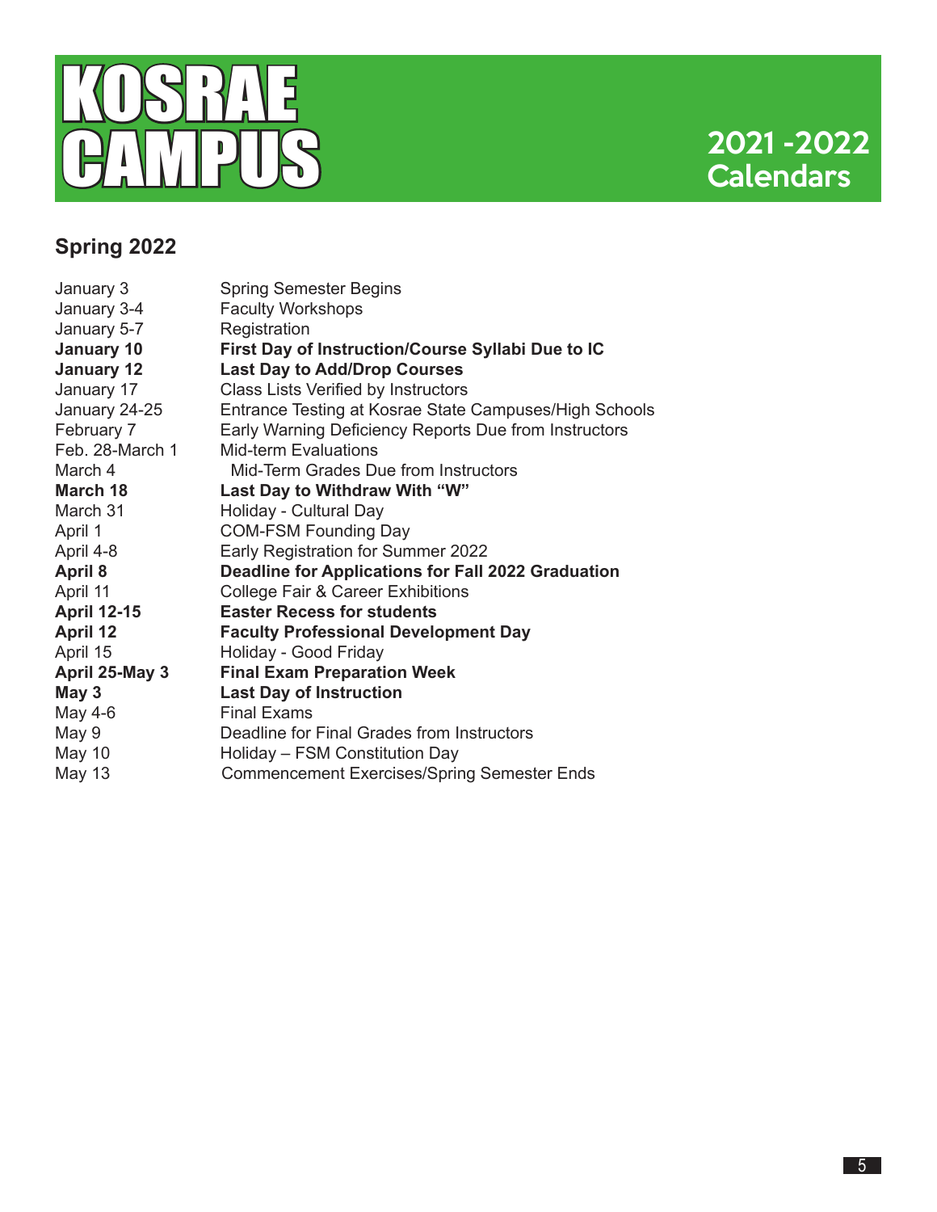# KOSRAE CAMPUS

## 2021 -2022 Calendars

### Spring 2022

| | |
|---|---|
| January 3 | Spring Semester Begins |
| January 3-4 | Faculty Workshops |
| January 5-7 | Registration |
| **January 10** | **First Day of Instruction/Course Syllabi Due to IC** |
| **January 12** | **Last Day to Add/Drop Courses** |
| January 17 | Class Lists Verified by Instructors |
| January 24-25 | Entrance Testing at Kosrae State Campuses/High Schools |
| February 7 | Early Warning Deficiency Reports Due from Instructors |
| Feb. 28-March 1 | Mid-term Evaluations |
| March 4 | Mid-Term Grades Due from Instructors |
| **March 18** | **Last Day to Withdraw With “W”** |
| March 31 | Holiday - Cultural Day |
| April 1 | COM-FSM Founding Day |
| April 4-8 | Early Registration for Summer 2022 |
| **April 8** | **Deadline for Applications for Fall 2022 Graduation** |
| April 11 | College Fair & Career Exhibitions |
| **April 12-15** | **Easter Recess for students** |
| **April 12** | **Faculty Professional Development Day** |
| April 15 | Holiday - Good Friday |
| **April 25-May 3** | **Final Exam Preparation Week** |
| **May 3** | **Last Day of Instruction** |
| May 4-6 | Final Exams |
| May 9 | Deadline for Final Grades from Instructors |
| May 10 | Holiday – FSM Constitution Day |
| May 13 | Commencement Exercises/Spring Semester Ends |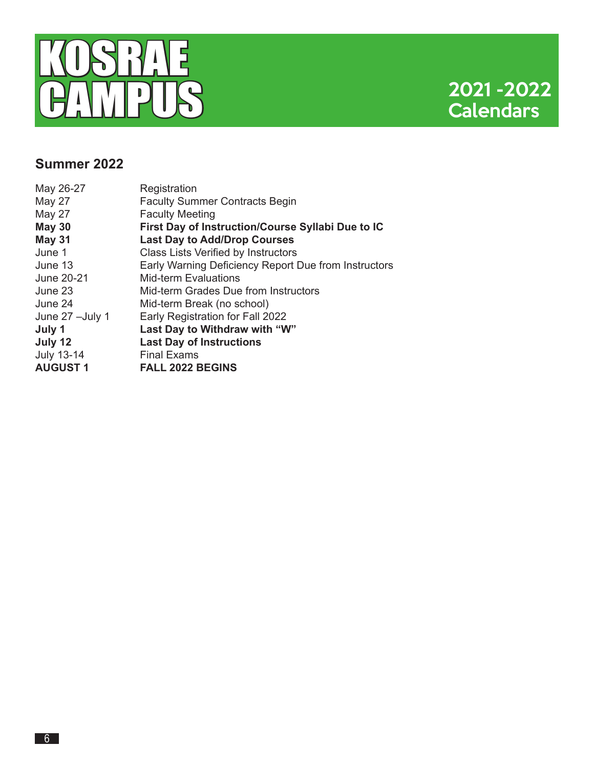# KOSRAE CAMPUS

## 2021 -2022 Calendars

### Summer 2022

| | |
|---|---|
| May 26-27 | Registration |
| May 27 | Faculty Summer Contracts Begin |
| May 27 | Faculty Meeting |
| **May 30** | **First Day of Instruction/Course Syllabi Due to IC** |
| **May 31** | **Last Day to Add/Drop Courses** |
| June 1 | Class Lists Verified by Instructors |
| June 13 | Early Warning Deficiency Report Due from Instructors |
| June 20-21 | Mid-term Evaluations |
| June 23 | Mid-term Grades Due from Instructors |
| June 24 | Mid-term Break (no school) |
| June 27 –July 1 | Early Registration for Fall 2022 |
| **July 1** | **Last Day to Withdraw with "W"** |
| **July 12** | **Last Day of Instructions** |
| July 13-14 | Final Exams |
| **AUGUST 1** | **FALL 2022 BEGINS** |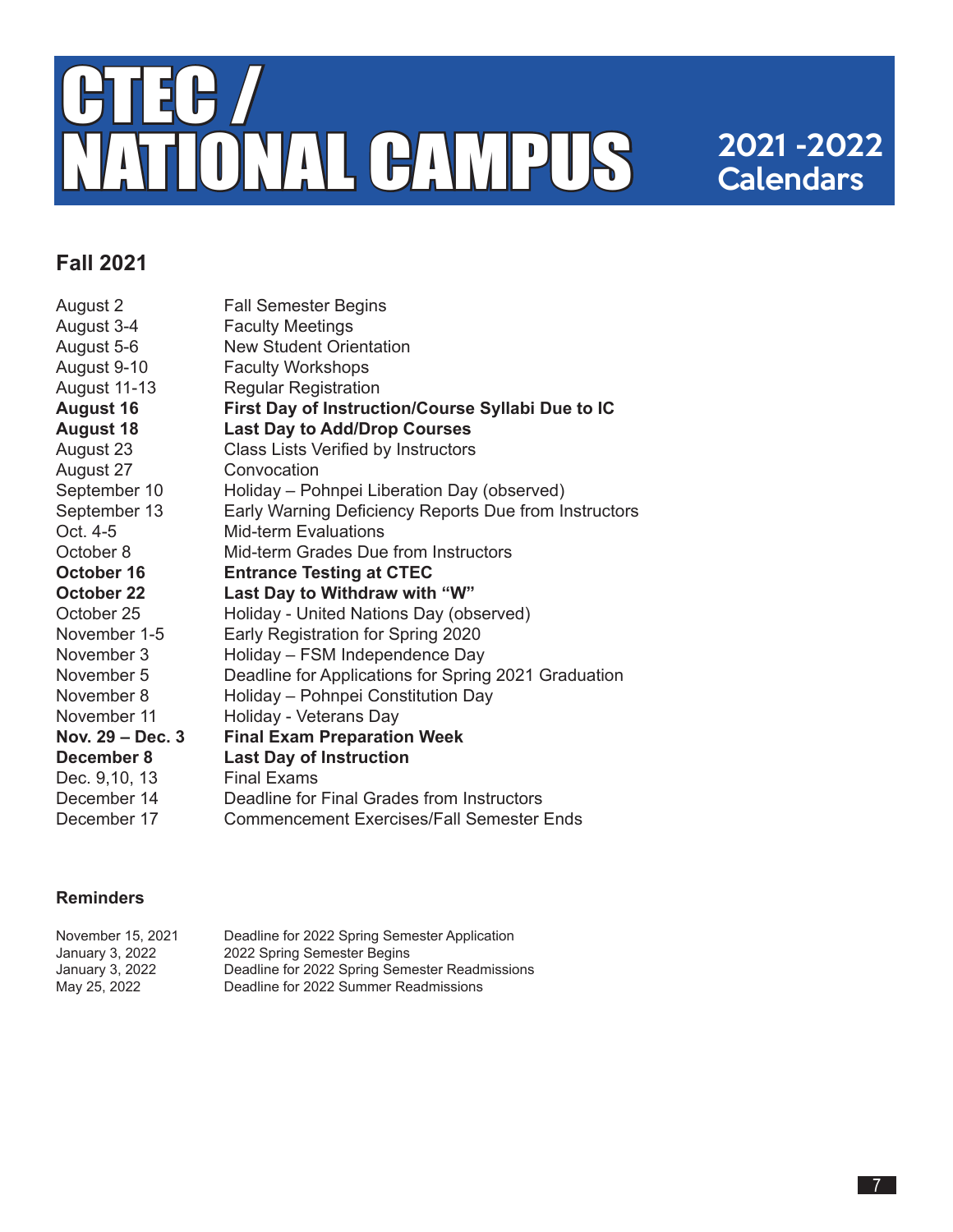# CTEC / NATIONAL CAMPUS

## 2021 -2022 Calendars

## Fall 2021

| | |
|---|---|
| August 2 | Fall Semester Begins |
| August 3-4 | Faculty Meetings |
| August 5-6 | New Student Orientation |
| August 9-10 | Faculty Workshops |
| August 11-13 | Regular Registration |
| **August 16** | **First Day of Instruction/Course Syllabi Due to IC** |
| **August 18** | **Last Day to Add/Drop Courses** |
| August 23 | Class Lists Verified by Instructors |
| August 27 | Convocation |
| September 10 | Holiday – Pohnpei Liberation Day (observed) |
| September 13 | Early Warning Deficiency Reports Due from Instructors |
| Oct. 4-5 | Mid-term Evaluations |
| October 8 | Mid-term Grades Due from Instructors |
| **October 16** | **Entrance Testing at CTEC** |
| **October 22** | **Last Day to Withdraw with "W"** |
| October 25 | Holiday - United Nations Day (observed) |
| November 1-5 | Early Registration for Spring 2020 |
| November 3 | Holiday – FSM Independence Day |
| November 5 | Deadline for Applications for Spring 2021 Graduation |
| November 8 | Holiday – Pohnpei Constitution Day |
| November 11 | Holiday - Veterans Day |
| **Nov. 29 – Dec. 3** | **Final Exam Preparation Week** |
| **December 8** | **Last Day of Instruction** |
| Dec. 9,10, 13 | Final Exams |
| December 14 | Deadline for Final Grades from Instructors |
| December 17 | Commencement Exercises/Fall Semester Ends |

### Reminders

| | |
|---|---|
| November 15, 2021 | Deadline for 2022 Spring Semester Application |
| January 3, 2022 | 2022 Spring Semester Begins |
| January 3, 2022 | Deadline for 2022 Spring Semester Readmissions |
| May 25, 2022 | Deadline for 2022 Summer Readmissions |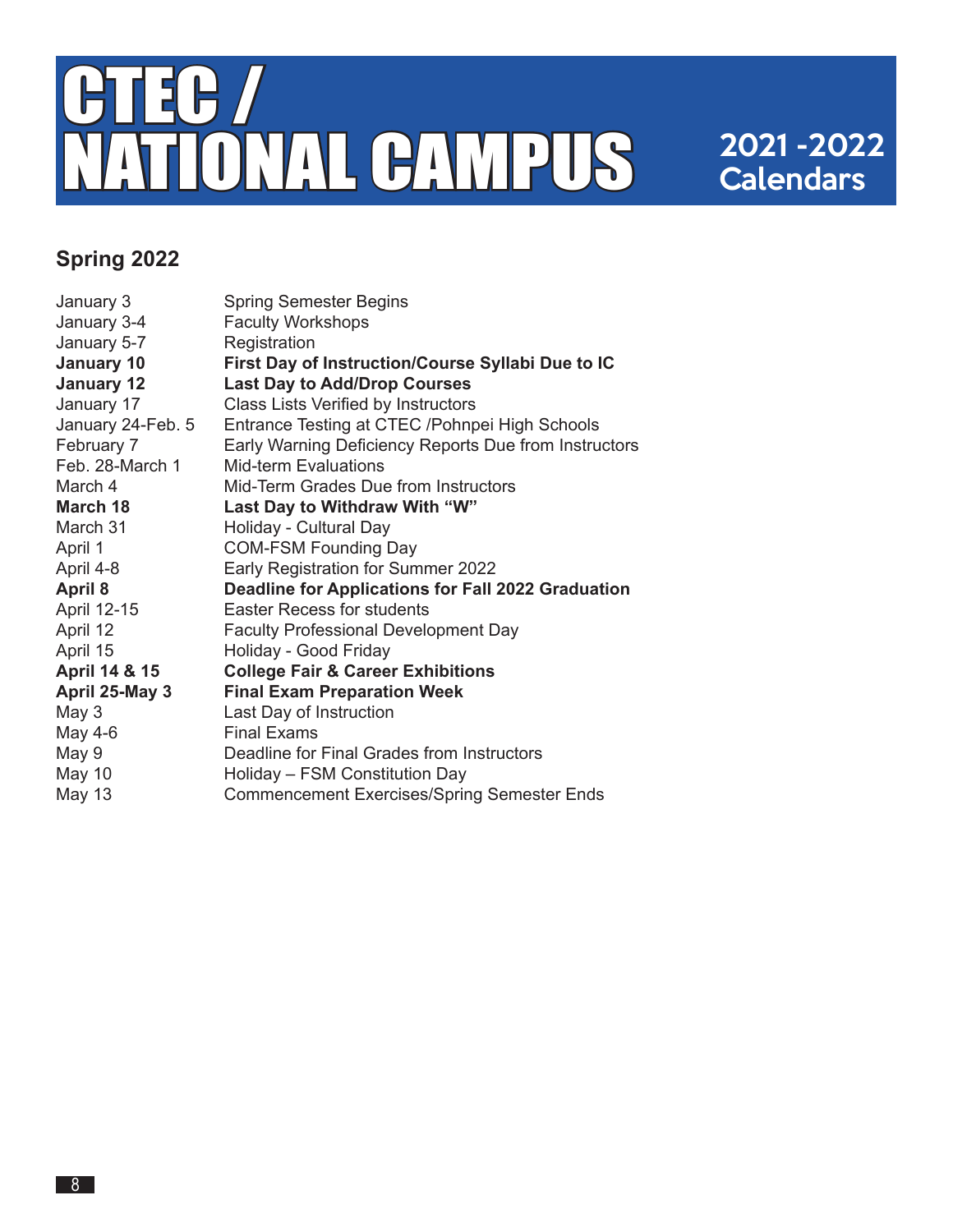# CTEC / NATIONAL CAMPUS

**2021 -2022 Calendars**

## Spring 2022

| | |
|---|---|
| January 3 | Spring Semester Begins |
| January 3-4 | Faculty Workshops |
| January 5-7 | Registration |
| **January 10** | **First Day of Instruction/Course Syllabi Due to IC** |
| **January 12** | **Last Day to Add/Drop Courses** |
| January 17 | Class Lists Verified by Instructors |
| January 24-Feb. 5 | Entrance Testing at CTEC /Pohnpei High Schools |
| February 7 | Early Warning Deficiency Reports Due from Instructors |
| Feb. 28-March 1 | Mid-term Evaluations |
| March 4 | Mid-Term Grades Due from Instructors |
| **March 18** | **Last Day to Withdraw With "W"** |
| March 31 | Holiday - Cultural Day |
| April 1 | COM-FSM Founding Day |
| April 4-8 | Early Registration for Summer 2022 |
| **April 8** | **Deadline for Applications for Fall 2022 Graduation** |
| April 12-15 | Easter Recess for students |
| April 12 | Faculty Professional Development Day |
| April 15 | Holiday - Good Friday |
| **April 14 & 15** | **College Fair & Career Exhibitions** |
| **April 25-May 3** | **Final Exam Preparation Week** |
| May 3 | Last Day of Instruction |
| May 4-6 | Final Exams |
| May 9 | Deadline for Final Grades from Instructors |
| May 10 | Holiday – FSM Constitution Day |
| May 13 | Commencement Exercises/Spring Semester Ends |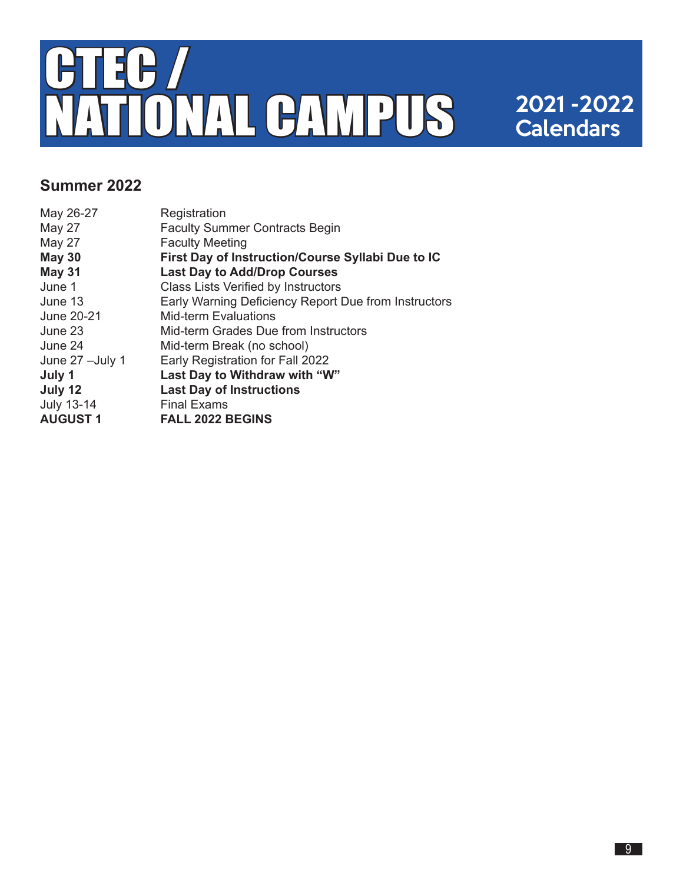# CTEC / NATIONAL CAMPUS

## 2021 -2022 Calendars

### Summer 2022

| | |
|---|---|
| May 26-27 | Registration |
| May 27 | Faculty Summer Contracts Begin |
| May 27 | Faculty Meeting |
| **May 30** | **First Day of Instruction/Course Syllabi Due to IC** |
| **May 31** | **Last Day to Add/Drop Courses** |
| June 1 | Class Lists Verified by Instructors |
| June 13 | Early Warning Deficiency Report Due from Instructors |
| June 20-21 | Mid-term Evaluations |
| June 23 | Mid-term Grades Due from Instructors |
| June 24 | Mid-term Break (no school) |
| June 27 –July 1 | Early Registration for Fall 2022 |
| **July 1** | **Last Day to Withdraw with "W"** |
| **July 12** | **Last Day of Instructions** |
| July 13-14 | Final Exams |
| **AUGUST 1** | **FALL 2022 BEGINS** |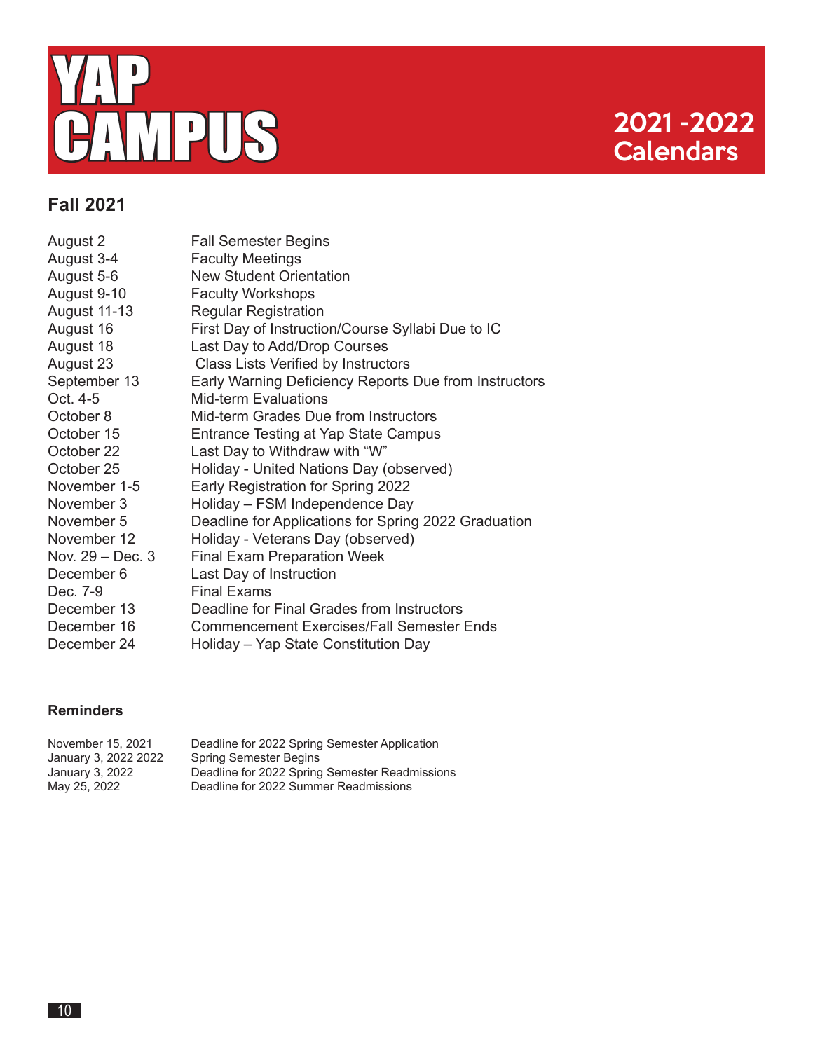# YAP CAMPUS

# 2021 -2022 Calendars

## Fall 2021

| | |
|---|---|
| August 2 | Fall Semester Begins |
| August 3-4 | Faculty Meetings |
| August 5-6 | New Student Orientation |
| August 9-10 | Faculty Workshops |
| August 11-13 | Regular Registration |
| August 16 | First Day of Instruction/Course Syllabi Due to IC |
| August 18 | Last Day to Add/Drop Courses |
| August 23 | Class Lists Verified by Instructors |
| September 13 | Early Warning Deficiency Reports Due from Instructors |
| Oct. 4-5 | Mid-term Evaluations |
| October 8 | Mid-term Grades Due from Instructors |
| October 15 | Entrance Testing at Yap State Campus |
| October 22 | Last Day to Withdraw with "W" |
| October 25 | Holiday - United Nations Day (observed) |
| November 1-5 | Early Registration for Spring 2022 |
| November 3 | Holiday – FSM Independence Day |
| November 5 | Deadline for Applications for Spring 2022 Graduation |
| November 12 | Holiday - Veterans Day (observed) |
| Nov. 29 – Dec. 3 | Final Exam Preparation Week |
| December 6 | Last Day of Instruction |
| Dec. 7-9 | Final Exams |
| December 13 | Deadline for Final Grades from Instructors |
| December 16 | Commencement Exercises/Fall Semester Ends |
| December 24 | Holiday – Yap State Constitution Day |

### Reminders

| | |
|---|---|
| November 15, 2021 | Deadline for 2022 Spring Semester Application |
| January 3, 2022 2022 | Spring Semester Begins |
| January 3, 2022 | Deadline for 2022 Spring Semester Readmissions |
| May 25, 2022 | Deadline for 2022 Summer Readmissions |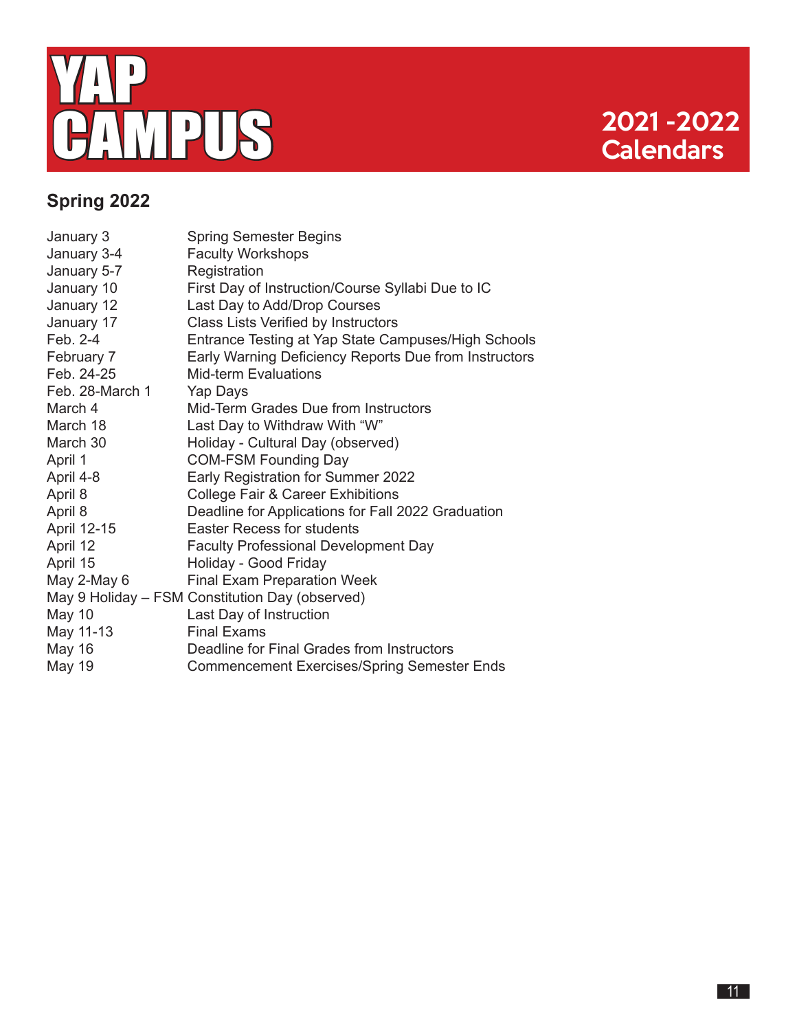# YAP CAMPUS

## 2021 -2022 Calendars

### Spring 2022

| | |
|---|---|
| January 3 | Spring Semester Begins |
| January 3-4 | Faculty Workshops |
| January 5-7 | Registration |
| January 10 | First Day of Instruction/Course Syllabi Due to IC |
| January 12 | Last Day to Add/Drop Courses |
| January 17 | Class Lists Verified by Instructors |
| Feb. 2-4 | Entrance Testing at Yap State Campuses/High Schools |
| February 7 | Early Warning Deficiency Reports Due from Instructors |
| Feb. 24-25 | Mid-term Evaluations |
| Feb. 28-March 1 | Yap Days |
| March 4 | Mid-Term Grades Due from Instructors |
| March 18 | Last Day to Withdraw With “W” |
| March 30 | Holiday - Cultural Day (observed) |
| April 1 | COM-FSM Founding Day |
| April 4-8 | Early Registration for Summer 2022 |
| April 8 | College Fair & Career Exhibitions |
| April 8 | Deadline for Applications for Fall 2022 Graduation |
| April 12-15 | Easter Recess for students |
| April 12 | Faculty Professional Development Day |
| April 15 | Holiday - Good Friday |
| May 2-May 6 | Final Exam Preparation Week |
| May 9 | Holiday – FSM Constitution Day (observed) |
| May 10 | Last Day of Instruction |
| May 11-13 | Final Exams |
| May 16 | Deadline for Final Grades from Instructors |
| May 19 | Commencement Exercises/Spring Semester Ends |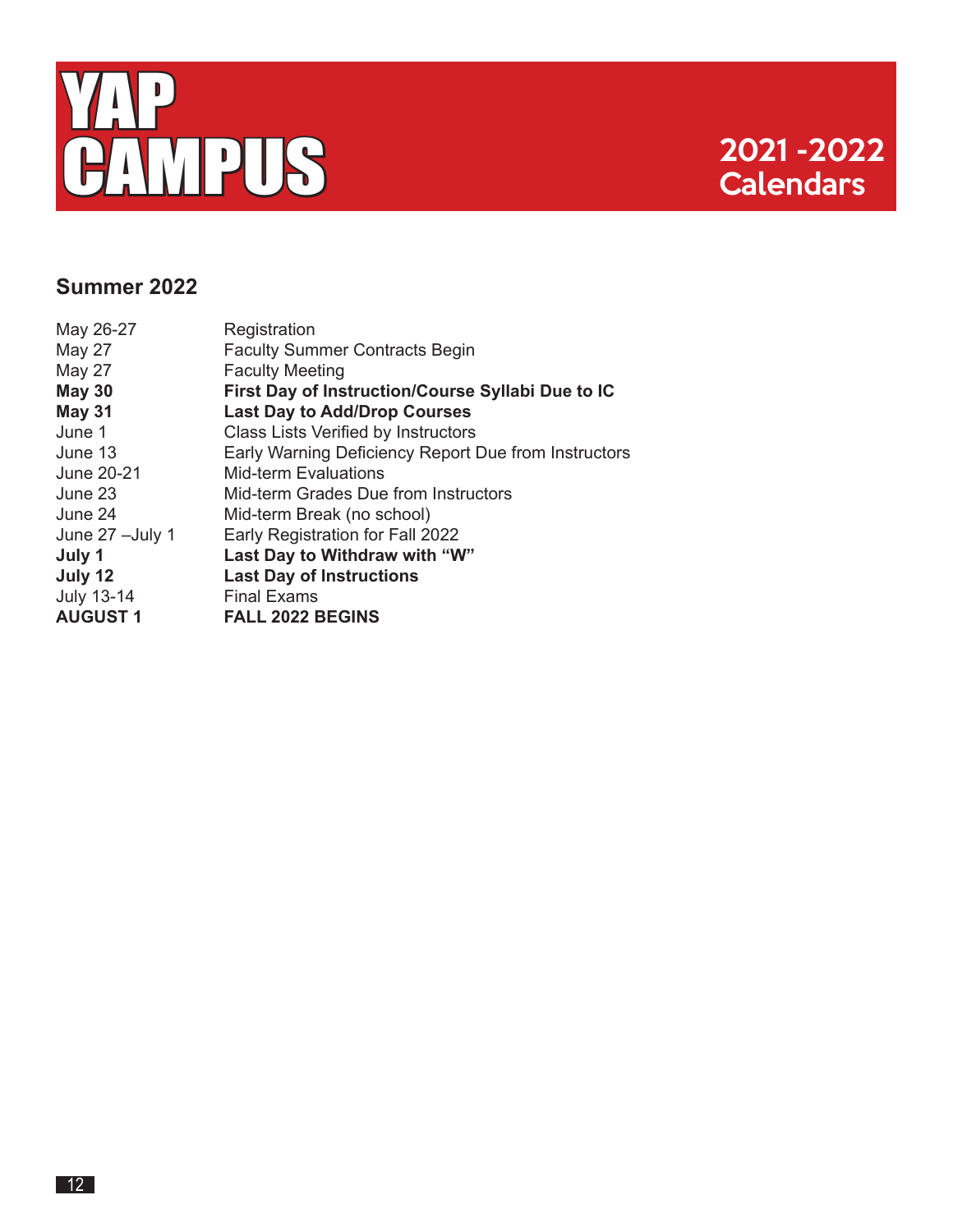# YAP CAMPUS

## 2021 -2022 Calendars

### Summer 2022

| | |
|---|---|
| May 26-27 | Registration |
| May 27 | Faculty Summer Contracts Begin |
| May 27 | Faculty Meeting |
| **May 30** | **First Day of Instruction/Course Syllabi Due to IC** |
| **May 31** | **Last Day to Add/Drop Courses** |
| June 1 | Class Lists Verified by Instructors |
| June 13 | Early Warning Deficiency Report Due from Instructors |
| June 20-21 | Mid-term Evaluations |
| June 23 | Mid-term Grades Due from Instructors |
| June 24 | Mid-term Break (no school) |
| June 27 –July 1 | Early Registration for Fall 2022 |
| **July 1** | **Last Day to Withdraw with "W"** |
| **July 12** | **Last Day of Instructions** |
| July 13-14 | Final Exams |
| **AUGUST 1** | **FALL 2022 BEGINS** |